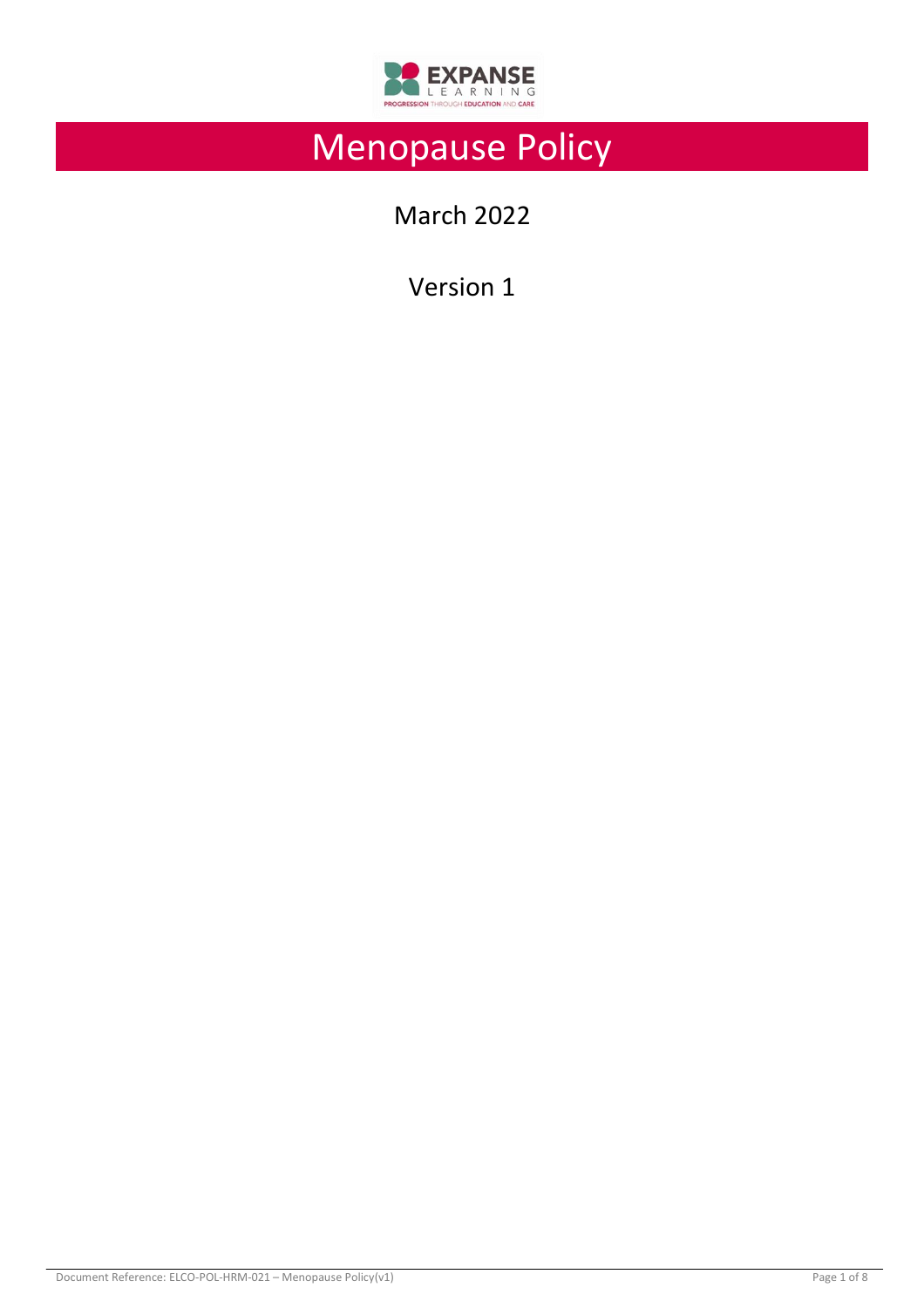# Menopause Policy

March 2022

Version 1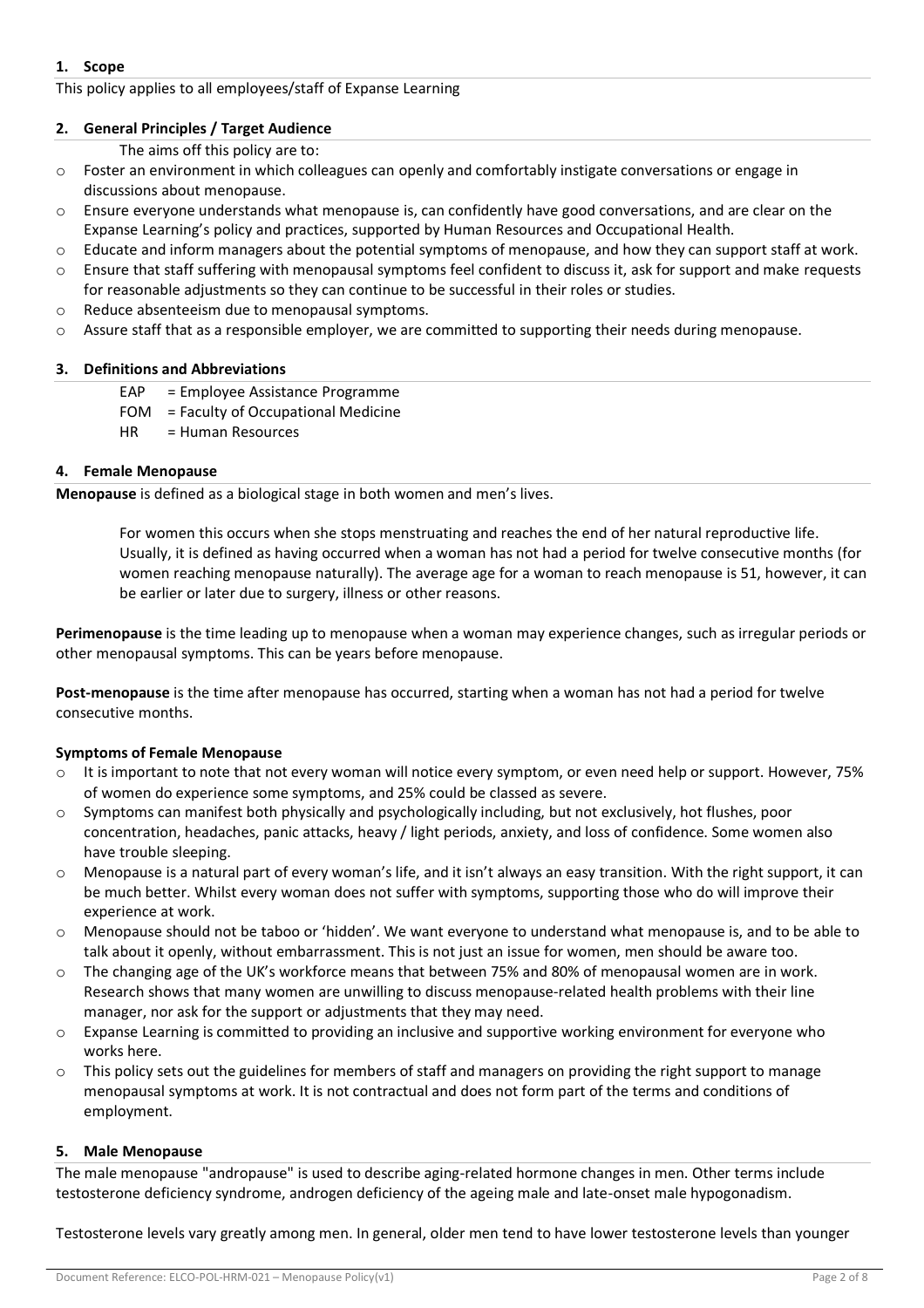## 1. Scope

This policy applies to all employees/staff of Expanse Learning

## 2. General Principles / Target Audience

The aims off this policy are to:

- Foster an environment in which colleagues can openly and comfortably instigate conversations or engage in discussions about menopause.
- Ensure everyone understands what menopause is, can confidently have good conversations, and are clear on the Expanse Learning's policy and practices, supported by Human Resources and Occupational Health.
- Educate and inform managers about the potential symptoms of menopause, and how they can support staff at work.
- Ensure that staff suffering with menopausal symptoms feel confident to discuss it, ask for support and make requests for reasonable adjustments so they can continue to be successful in their roles or studies.
- Reduce absenteeism due to menopausal symptoms.
- Assure staff that as a responsible employer, we are committed to supporting their needs during menopause.

## 3. Definitions and Abbreviations

EAP = Employee Assistance Programme
FOM = Faculty of Occupational Medicine
HR = Human Resources

## 4. Female Menopause

**Menopause** is defined as a biological stage in both women and men's lives.

For women this occurs when she stops menstruating and reaches the end of her natural reproductive life. Usually, it is defined as having occurred when a woman has not had a period for twelve consecutive months (for women reaching menopause naturally). The average age for a woman to reach menopause is 51, however, it can be earlier or later due to surgery, illness or other reasons.

**Perimenopause** is the time leading up to menopause when a woman may experience changes, such as irregular periods or other menopausal symptoms. This can be years before menopause.

**Post-menopause** is the time after menopause has occurred, starting when a woman has not had a period for twelve consecutive months.

**Symptoms of Female Menopause**

- It is important to note that not every woman will notice every symptom, or even need help or support. However, 75% of women do experience some symptoms, and 25% could be classed as severe.
- Symptoms can manifest both physically and psychologically including, but not exclusively, hot flushes, poor concentration, headaches, panic attacks, heavy / light periods, anxiety, and loss of confidence. Some women also have trouble sleeping.
- Menopause is a natural part of every woman's life, and it isn't always an easy transition. With the right support, it can be much better. Whilst every woman does not suffer with symptoms, supporting those who do will improve their experience at work.
- Menopause should not be taboo or 'hidden'. We want everyone to understand what menopause is, and to be able to talk about it openly, without embarrassment. This is not just an issue for women, men should be aware too.
- The changing age of the UK's workforce means that between 75% and 80% of menopausal women are in work. Research shows that many women are unwilling to discuss menopause-related health problems with their line manager, nor ask for the support or adjustments that they may need.
- Expanse Learning is committed to providing an inclusive and supportive working environment for everyone who works here.
- This policy sets out the guidelines for members of staff and managers on providing the right support to manage menopausal symptoms at work. It is not contractual and does not form part of the terms and conditions of employment.

## 5. Male Menopause

The male menopause "andropause" is used to describe aging-related hormone changes in men. Other terms include testosterone deficiency syndrome, androgen deficiency of the ageing male and late-onset male hypogonadism.

Testosterone levels vary greatly among men. In general, older men tend to have lower testosterone levels than younger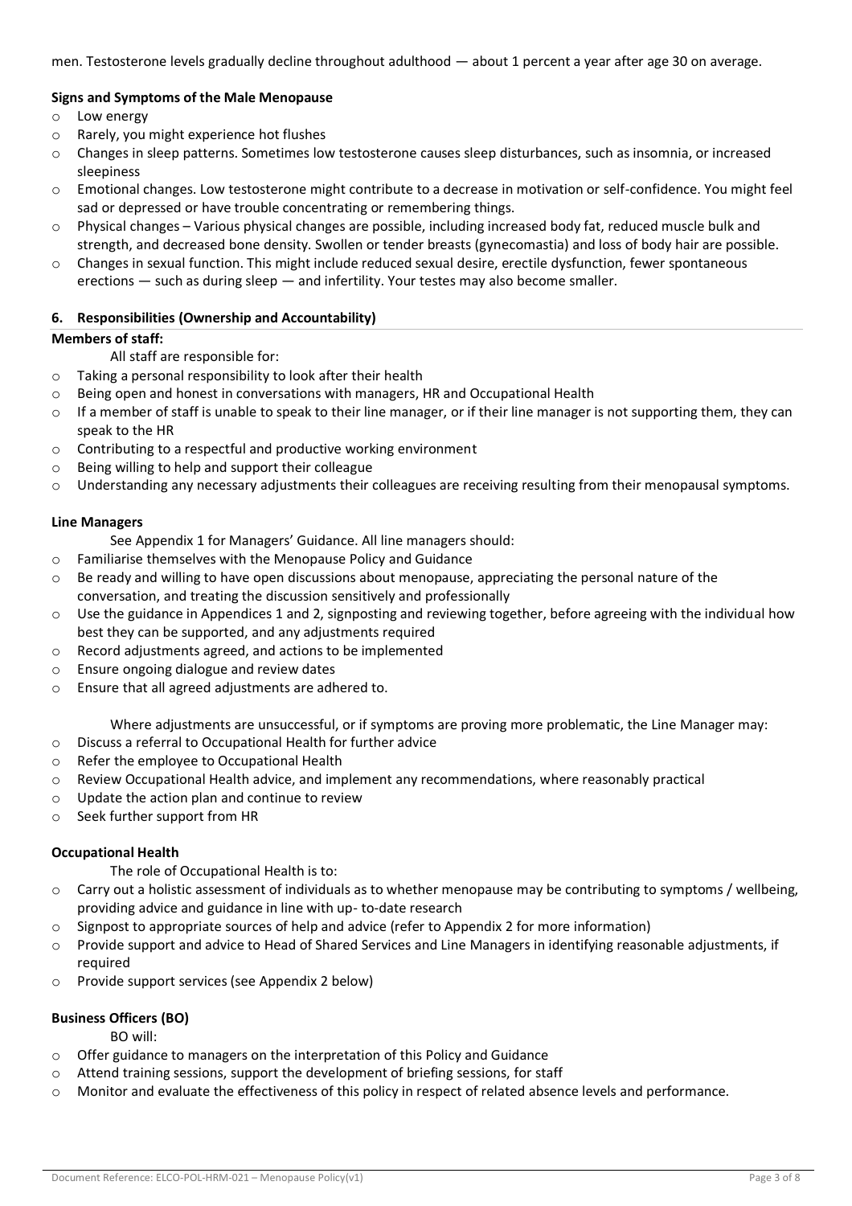men. Testosterone levels gradually decline throughout adulthood — about 1 percent a year after age 30 on average.

**Signs and Symptoms of the Male Menopause**

- Low energy
- Rarely, you might experience hot flushes
- Changes in sleep patterns. Sometimes low testosterone causes sleep disturbances, such as insomnia, or increased sleepiness
- Emotional changes. Low testosterone might contribute to a decrease in motivation or self-confidence. You might feel sad or depressed or have trouble concentrating or remembering things.
- Physical changes – Various physical changes are possible, including increased body fat, reduced muscle bulk and strength, and decreased bone density. Swollen or tender breasts (gynecomastia) and loss of body hair are possible.
- Changes in sexual function. This might include reduced sexual desire, erectile dysfunction, fewer spontaneous erections — such as during sleep — and infertility. Your testes may also become smaller.

## 6. Responsibilities (Ownership and Accountability)

**Members of staff:**

All staff are responsible for:

- Taking a personal responsibility to look after their health
- Being open and honest in conversations with managers, HR and Occupational Health
- If a member of staff is unable to speak to their line manager, or if their line manager is not supporting them, they can speak to the HR
- Contributing to a respectful and productive working environment
- Being willing to help and support their colleague
- Understanding any necessary adjustments their colleagues are receiving resulting from their menopausal symptoms.

**Line Managers**

See Appendix 1 for Managers' Guidance. All line managers should:

- Familiarise themselves with the Menopause Policy and Guidance
- Be ready and willing to have open discussions about menopause, appreciating the personal nature of the conversation, and treating the discussion sensitively and professionally
- Use the guidance in Appendices 1 and 2, signposting and reviewing together, before agreeing with the individual how best they can be supported, and any adjustments required
- Record adjustments agreed, and actions to be implemented
- Ensure ongoing dialogue and review dates
- Ensure that all agreed adjustments are adhered to.

Where adjustments are unsuccessful, or if symptoms are proving more problematic, the Line Manager may:

- Discuss a referral to Occupational Health for further advice
- Refer the employee to Occupational Health
- Review Occupational Health advice, and implement any recommendations, where reasonably practical
- Update the action plan and continue to review
- Seek further support from HR

**Occupational Health**

The role of Occupational Health is to:

- Carry out a holistic assessment of individuals as to whether menopause may be contributing to symptoms / wellbeing, providing advice and guidance in line with up- to-date research
- Signpost to appropriate sources of help and advice (refer to Appendix 2 for more information)
- Provide support and advice to Head of Shared Services and Line Managers in identifying reasonable adjustments, if required
- Provide support services (see Appendix 2 below)

**Business Officers (BO)**

BO will:

- Offer guidance to managers on the interpretation of this Policy and Guidance
- Attend training sessions, support the development of briefing sessions, for staff
- Monitor and evaluate the effectiveness of this policy in respect of related absence levels and performance.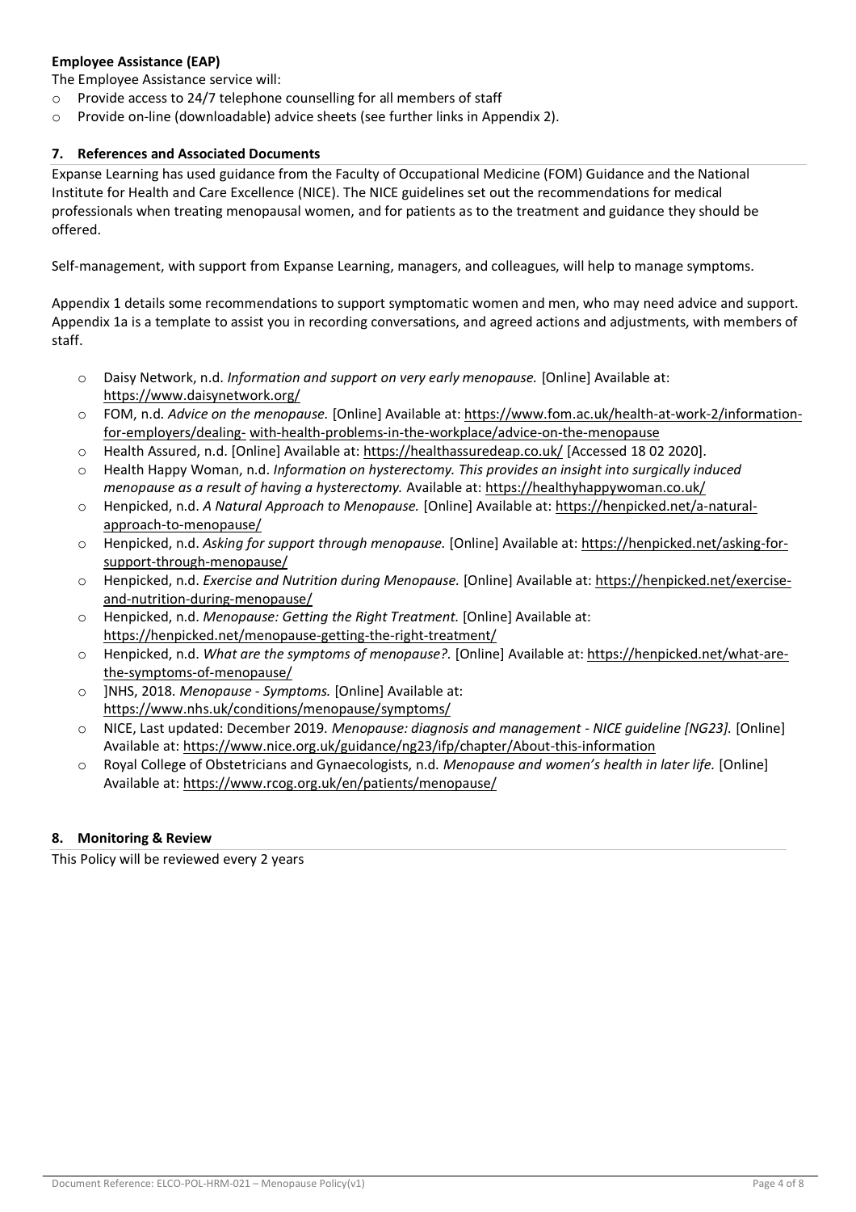**Employee Assistance (EAP)**

The Employee Assistance service will:

- Provide access to 24/7 telephone counselling for all members of staff
- Provide on-line (downloadable) advice sheets (see further links in Appendix 2).

## 7. References and Associated Documents

Expanse Learning has used guidance from the Faculty of Occupational Medicine (FOM) Guidance and the National Institute for Health and Care Excellence (NICE). The NICE guidelines set out the recommendations for medical professionals when treating menopausal women, and for patients as to the treatment and guidance they should be offered.

Self-management, with support from Expanse Learning, managers, and colleagues, will help to manage symptoms.

Appendix 1 details some recommendations to support symptomatic women and men, who may need advice and support. Appendix 1a is a template to assist you in recording conversations, and agreed actions and adjustments, with members of staff.

- Daisy Network, n.d. *Information and support on very early menopause.* [Online] Available at: https://www.daisynetwork.org/
- FOM, n.d. *Advice on the menopause.* [Online] Available at: https://www.fom.ac.uk/health-at-work-2/information-for-employers/dealing- with-health-problems-in-the-workplace/advice-on-the-menopause
- Health Assured, n.d. [Online] Available at: https://healthassuredeap.co.uk/ [Accessed 18 02 2020].
- Health Happy Woman, n.d. *Information on hysterectomy. This provides an insight into surgically induced menopause as a result of having a hysterectomy.* Available at: https://healthyhappywoman.co.uk/
- Henpicked, n.d. *A Natural Approach to Menopause.* [Online] Available at: https://henpicked.net/a-natural-approach-to-menopause/
- Henpicked, n.d. *Asking for support through menopause.* [Online] Available at: https://henpicked.net/asking-for-support-through-menopause/
- Henpicked, n.d. *Exercise and Nutrition during Menopause.* [Online] Available at: https://henpicked.net/exercise-and-nutrition-during-menopause/
- Henpicked, n.d. *Menopause: Getting the Right Treatment.* [Online] Available at: https://henpicked.net/menopause-getting-the-right-treatment/
- Henpicked, n.d. *What are the symptoms of menopause?.* [Online] Available at: https://henpicked.net/what-are-the-symptoms-of-menopause/
- ]NHS, 2018. *Menopause - Symptoms.* [Online] Available at: https://www.nhs.uk/conditions/menopause/symptoms/
- NICE, Last updated: December 2019. *Menopause: diagnosis and management - NICE guideline [NG23].* [Online] Available at: https://www.nice.org.uk/guidance/ng23/ifp/chapter/About-this-information
- Royal College of Obstetricians and Gynaecologists, n.d. *Menopause and women's health in later life.* [Online] Available at: https://www.rcog.org.uk/en/patients/menopause/

## 8. Monitoring & Review

This Policy will be reviewed every 2 years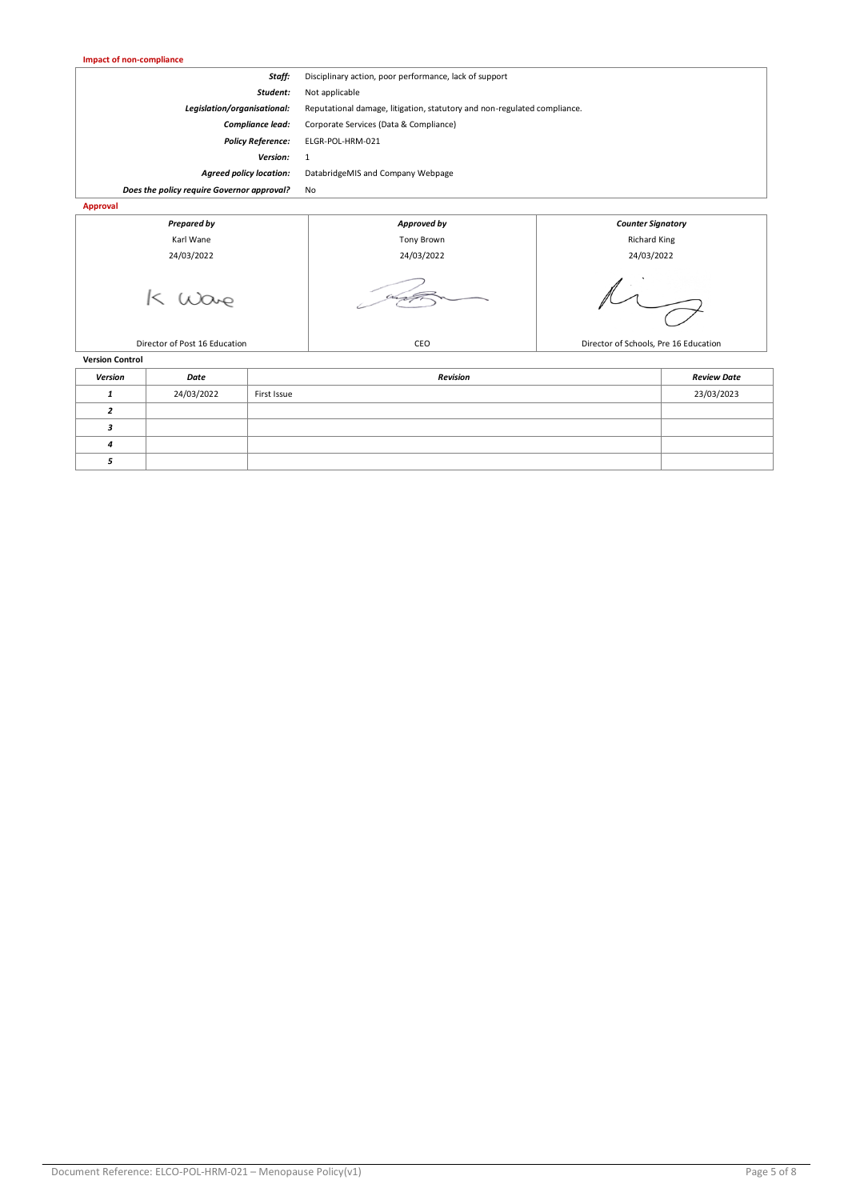**Impact of non-compliance**

| | |
|---|---|
| ***Staff:*** | Disciplinary action, poor performance, lack of support |
| ***Student:*** | Not applicable |
| ***Legislation/organisational:*** | Reputational damage, litigation, statutory and non-regulated compliance. |
| ***Compliance lead:*** | Corporate Services (Data & Compliance) |
| ***Policy Reference:*** | ELGR-POL-HRM-021 |
| ***Version:*** | 1 |
| ***Agreed policy location:*** | DatabridgeMIS and Company Webpage |
| ***Does the policy require Governor approval?*** | No |

**Approval**

| *Prepared by* | *Approved by* | *Counter Signatory* |
|---|---|---|
| Karl Wane | Tony Brown | Richard King |
| 24/03/2022 | 24/03/2022 | 24/03/2022 |
| K Wane | | |
| Director of Post 16 Education | CEO | Director of Schools, Pre 16 Education |

**Version Control**

| *Version* | *Date* | *Revision* | *Review Date* |
|---|---|---|---|
| *1* | 24/03/2022 | First Issue | 23/03/2023 |
| *2* | | | |
| *3* | | | |
| *4* | | | |
| *5* | | | |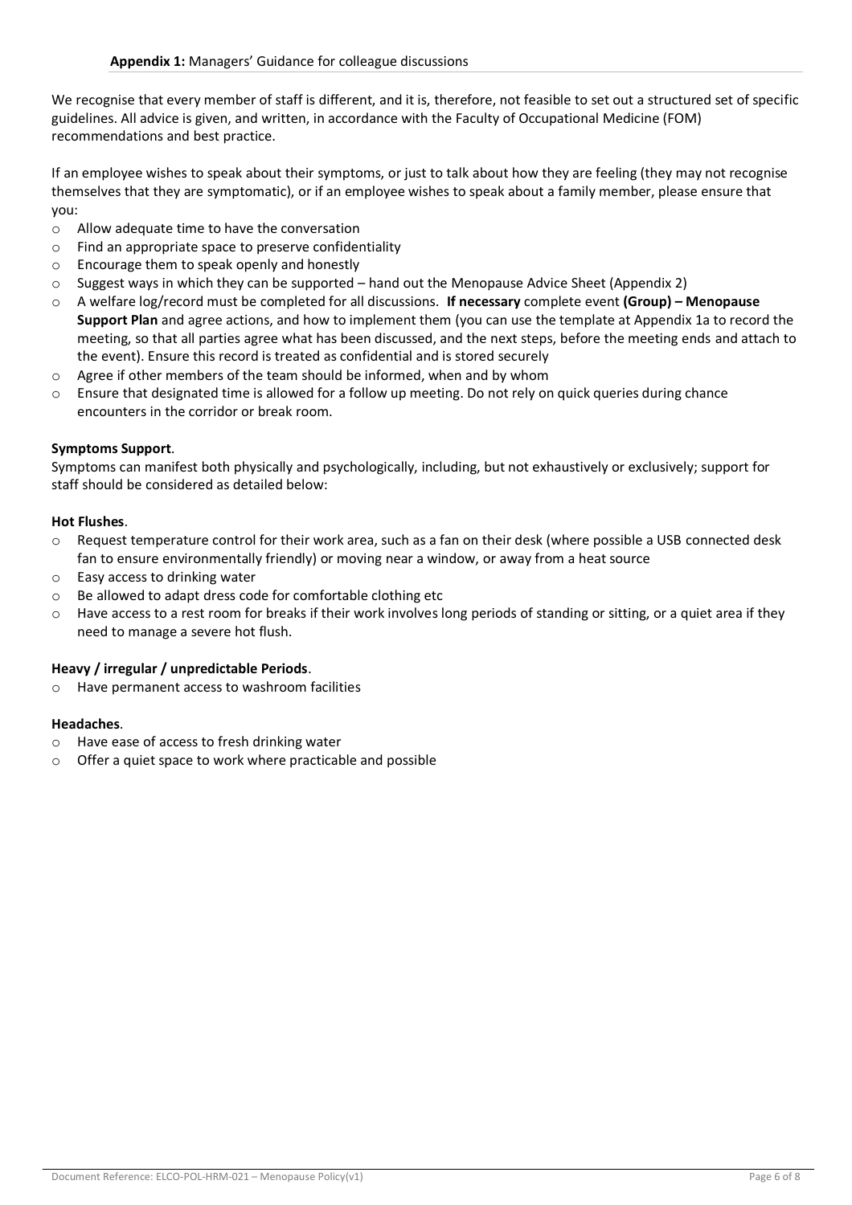**Appendix 1:** Managers' Guidance for colleague discussions

We recognise that every member of staff is different, and it is, therefore, not feasible to set out a structured set of specific guidelines. All advice is given, and written, in accordance with the Faculty of Occupational Medicine (FOM) recommendations and best practice.

If an employee wishes to speak about their symptoms, or just to talk about how they are feeling (they may not recognise themselves that they are symptomatic), or if an employee wishes to speak about a family member, please ensure that you:

- Allow adequate time to have the conversation
- Find an appropriate space to preserve confidentiality
- Encourage them to speak openly and honestly
- Suggest ways in which they can be supported – hand out the Menopause Advice Sheet (Appendix 2)
- A welfare log/record must be completed for all discussions. **If necessary** complete event **(Group) – Menopause Support Plan** and agree actions, and how to implement them (you can use the template at Appendix 1a to record the meeting, so that all parties agree what has been discussed, and the next steps, before the meeting ends and attach to the event). Ensure this record is treated as confidential and is stored securely
- Agree if other members of the team should be informed, when and by whom
- Ensure that designated time is allowed for a follow up meeting. Do not rely on quick queries during chance encounters in the corridor or break room.

**Symptoms Support**.

Symptoms can manifest both physically and psychologically, including, but not exhaustively or exclusively; support for staff should be considered as detailed below:

**Hot Flushes**.

- Request temperature control for their work area, such as a fan on their desk (where possible a USB connected desk fan to ensure environmentally friendly) or moving near a window, or away from a heat source
- Easy access to drinking water
- Be allowed to adapt dress code for comfortable clothing etc
- Have access to a rest room for breaks if their work involves long periods of standing or sitting, or a quiet area if they need to manage a severe hot flush.

**Heavy / irregular / unpredictable Periods**.

- Have permanent access to washroom facilities

**Headaches**.

- Have ease of access to fresh drinking water
- Offer a quiet space to work where practicable and possible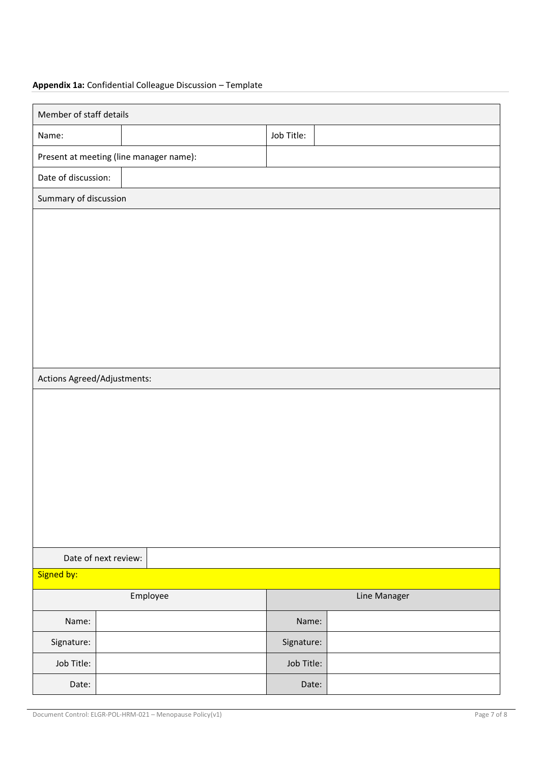**Appendix 1a:** Confidential Colleague Discussion – Template

| Member of staff details | | | |
|---|---|---|---|
| Name: | | Job Title: | |
| Present at meeting (line manager name): | | | |
| Date of discussion: | | | |
| Summary of discussion | | | |
| | | | |
| Actions Agreed/Adjustments: | | | |
| | | | |
| Date of next review: | | | |
| Signed by: | | | |
| Employee | | Line Manager | |
| Name: | | Name: | |
| Signature: | | Signature: | |
| Job Title: | | Job Title: | |
| Date: | | Date: | |

Document Control: ELGR-POL-HRM-021 – Menopause Policy(v1)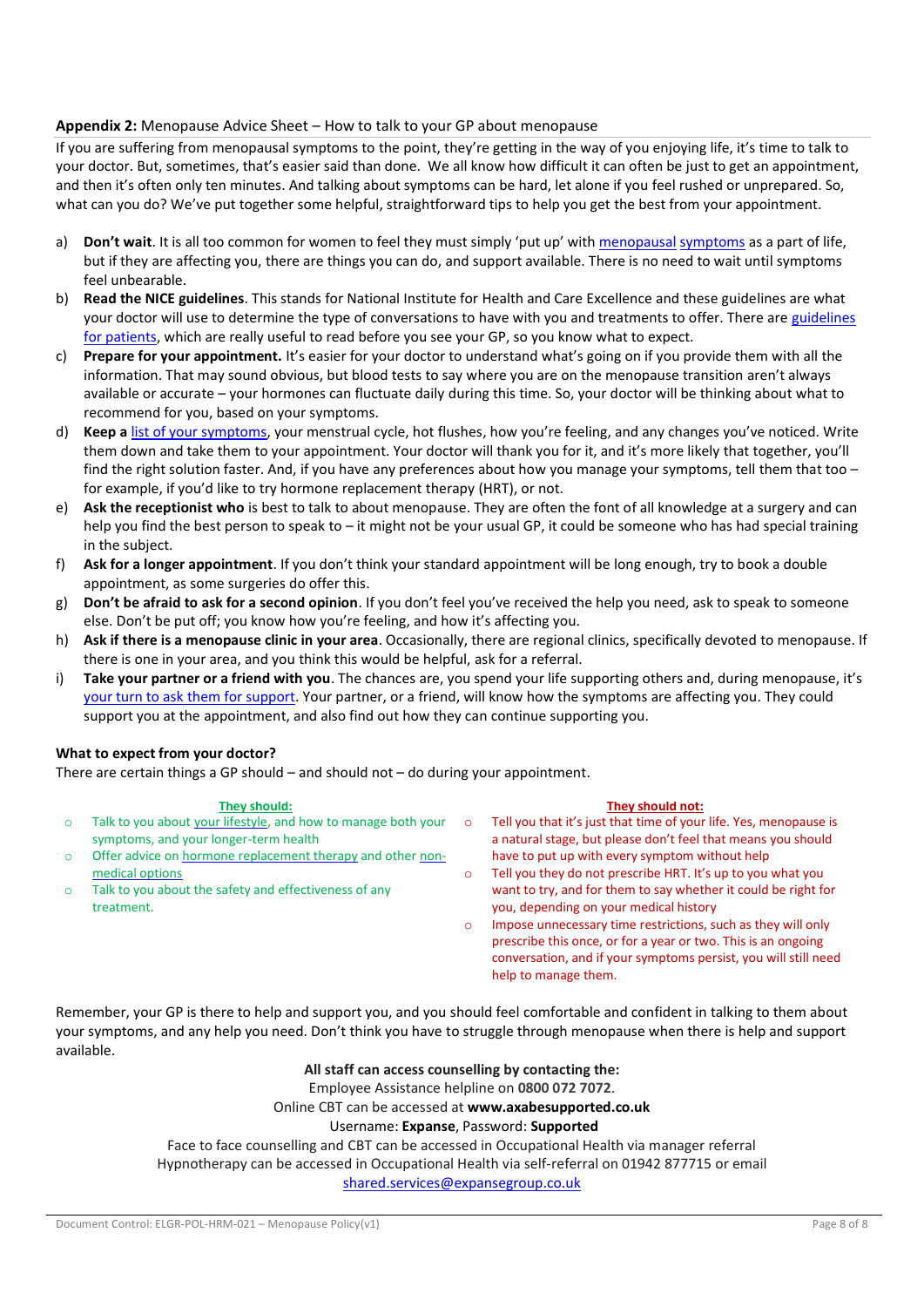**Appendix 2:** Menopause Advice Sheet – How to talk to your GP about menopause

If you are suffering from menopausal symptoms to the point, they're getting in the way of you enjoying life, it's time to talk to your doctor. But, sometimes, that's easier said than done. We all know how difficult it can often be just to get an appointment, and then it's often only ten minutes. And talking about symptoms can be hard, let alone if you feel rushed or unprepared. So, what can you do? We've put together some helpful, straightforward tips to help you get the best from your appointment.

a) **Don't wait**. It is all too common for women to feel they must simply 'put up' with menopausal symptoms as a part of life, but if they are affecting you, there are things you can do, and support available. There is no need to wait until symptoms feel unbearable.
b) **Read the NICE guidelines**. This stands for National Institute for Health and Care Excellence and these guidelines are what your doctor will use to determine the type of conversations to have with you and treatments to offer. There are guidelines for patients, which are really useful to read before you see your GP, so you know what to expect.
c) **Prepare for your appointment.** It's easier for your doctor to understand what's going on if you provide them with all the information. That may sound obvious, but blood tests to say where you are on the menopause transition aren't always available or accurate – your hormones can fluctuate daily during this time. So, your doctor will be thinking about what to recommend for you, based on your symptoms.
d) **Keep a** list of your symptoms, your menstrual cycle, hot flushes, how you're feeling, and any changes you've noticed. Write them down and take them to your appointment. Your doctor will thank you for it, and it's more likely that together, you'll find the right solution faster. And, if you have any preferences about how you manage your symptoms, tell them that too – for example, if you'd like to try hormone replacement therapy (HRT), or not.
e) **Ask the receptionist who** is best to talk to about menopause. They are often the font of all knowledge at a surgery and can help you find the best person to speak to – it might not be your usual GP, it could be someone who has had special training in the subject.
f) **Ask for a longer appointment**. If you don't think your standard appointment will be long enough, try to book a double appointment, as some surgeries do offer this.
g) **Don't be afraid to ask for a second opinion**. If you don't feel you've received the help you need, ask to speak to someone else. Don't be put off; you know how you're feeling, and how it's affecting you.
h) **Ask if there is a menopause clinic in your area**. Occasionally, there are regional clinics, specifically devoted to menopause. If there is one in your area, and you think this would be helpful, ask for a referral.
i) **Take your partner or a friend with you**. The chances are, you spend your life supporting others and, during menopause, it's your turn to ask them for support. Your partner, or a friend, will know how the symptoms are affecting you. They could support you at the appointment, and also find out how they can continue supporting you.

**What to expect from your doctor?**

There are certain things a GP should – and should not – do during your appointment.

**They should:**

- Talk to you about your lifestyle, and how to manage both your symptoms, and your longer-term health
- Offer advice on hormone replacement therapy and other non-medical options
- Talk to you about the safety and effectiveness of any treatment.

**They should not:**

- Tell you that it's just that time of your life. Yes, menopause is a natural stage, but please don't feel that means you should have to put up with every symptom without help
- Tell you they do not prescribe HRT. It's up to you what you want to try, and for them to say whether it could be right for you, depending on your medical history
- Impose unnecessary time restrictions, such as they will only prescribe this once, or for a year or two. This is an ongoing conversation, and if your symptoms persist, you will still need help to manage them.

Remember, your GP is there to help and support you, and you should feel comfortable and confident in talking to them about your symptoms, and any help you need. Don't think you have to struggle through menopause when there is help and support available.

**All staff can access counselling by contacting the:**

Employee Assistance helpline on **0800 072 7072**.

Online CBT can be accessed at **www.axabesupported.co.uk**

Username: **Expanse**, Password: **Supported**

Face to face counselling and CBT can be accessed in Occupational Health via manager referral

Hypnotherapy can be accessed in Occupational Health via self-referral on 01942 877715 or email shared.services@expansegroup.co.uk

Document Control: ELGR-POL-HRM-021 – Menopause Policy(v1)